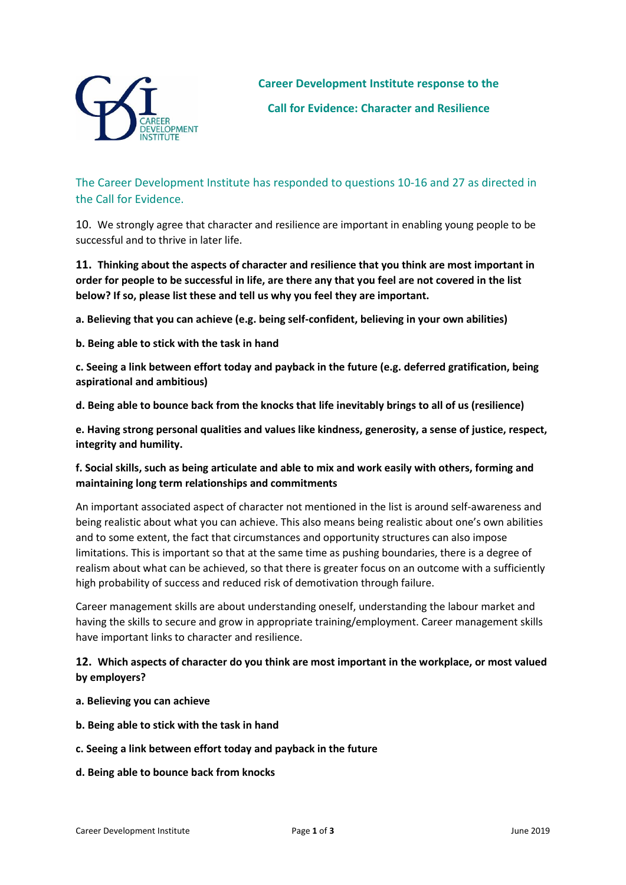# Career Development Institute response to the Call for Evidence: Character and Resilience

The Career Development Institute has responded to questions 10-16 and 27 as directed in the Call for Evidence.

10. We strongly agree that character and resilience are important in enabling young people to be successful and to thrive in later life.

**11. Thinking about the aspects of character and resilience that you think are most important in order for people to be successful in life, are there any that you feel are not covered in the list below? If so, please list these and tell us why you feel they are important.**

**a. Believing that you can achieve (e.g. being self-confident, believing in your own abilities)**

**b. Being able to stick with the task in hand**

**c. Seeing a link between effort today and payback in the future (e.g. deferred gratification, being aspirational and ambitious)**

**d. Being able to bounce back from the knocks that life inevitably brings to all of us (resilience)**

**e. Having strong personal qualities and values like kindness, generosity, a sense of justice, respect, integrity and humility.**

**f. Social skills, such as being articulate and able to mix and work easily with others, forming and maintaining long term relationships and commitments**

An important associated aspect of character not mentioned in the list is around self-awareness and being realistic about what you can achieve. This also means being realistic about one's own abilities and to some extent, the fact that circumstances and opportunity structures can also impose limitations. This is important so that at the same time as pushing boundaries, there is a degree of realism about what can be achieved, so that there is greater focus on an outcome with a sufficiently high probability of success and reduced risk of demotivation through failure.

Career management skills are about understanding oneself, understanding the labour market and having the skills to secure and grow in appropriate training/employment. Career management skills have important links to character and resilience.

**12. Which aspects of character do you think are most important in the workplace, or most valued by employers?**

**a. Believing you can achieve**

**b. Being able to stick with the task in hand**

**c. Seeing a link between effort today and payback in the future**

**d. Being able to bounce back from knocks**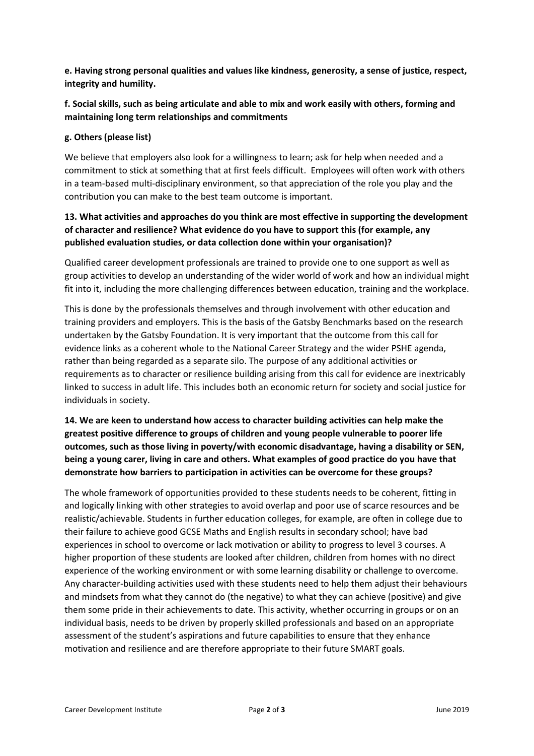**e. Having strong personal qualities and values like kindness, generosity, a sense of justice, respect, integrity and humility.**

**f. Social skills, such as being articulate and able to mix and work easily with others, forming and maintaining long term relationships and commitments**

**g. Others (please list)**

We believe that employers also look for a willingness to learn; ask for help when needed and a commitment to stick at something that at first feels difficult. Employees will often work with others in a team-based multi-disciplinary environment, so that appreciation of the role you play and the contribution you can make to the best team outcome is important.

**13. What activities and approaches do you think are most effective in supporting the development of character and resilience? What evidence do you have to support this (for example, any published evaluation studies, or data collection done within your organisation)?**

Qualified career development professionals are trained to provide one to one support as well as group activities to develop an understanding of the wider world of work and how an individual might fit into it, including the more challenging differences between education, training and the workplace.

This is done by the professionals themselves and through involvement with other education and training providers and employers. This is the basis of the Gatsby Benchmarks based on the research undertaken by the Gatsby Foundation. It is very important that the outcome from this call for evidence links as a coherent whole to the National Career Strategy and the wider PSHE agenda, rather than being regarded as a separate silo. The purpose of any additional activities or requirements as to character or resilience building arising from this call for evidence are inextricably linked to success in adult life. This includes both an economic return for society and social justice for individuals in society.

**14. We are keen to understand how access to character building activities can help make the greatest positive difference to groups of children and young people vulnerable to poorer life outcomes, such as those living in poverty/with economic disadvantage, having a disability or SEN, being a young carer, living in care and others. What examples of good practice do you have that demonstrate how barriers to participation in activities can be overcome for these groups?**

The whole framework of opportunities provided to these students needs to be coherent, fitting in and logically linking with other strategies to avoid overlap and poor use of scarce resources and be realistic/achievable. Students in further education colleges, for example, are often in college due to their failure to achieve good GCSE Maths and English results in secondary school; have bad experiences in school to overcome or lack motivation or ability to progress to level 3 courses. A higher proportion of these students are looked after children, children from homes with no direct experience of the working environment or with some learning disability or challenge to overcome. Any character-building activities used with these students need to help them adjust their behaviours and mindsets from what they cannot do (the negative) to what they can achieve (positive) and give them some pride in their achievements to date. This activity, whether occurring in groups or on an individual basis, needs to be driven by properly skilled professionals and based on an appropriate assessment of the student's aspirations and future capabilities to ensure that they enhance motivation and resilience and are therefore appropriate to their future SMART goals.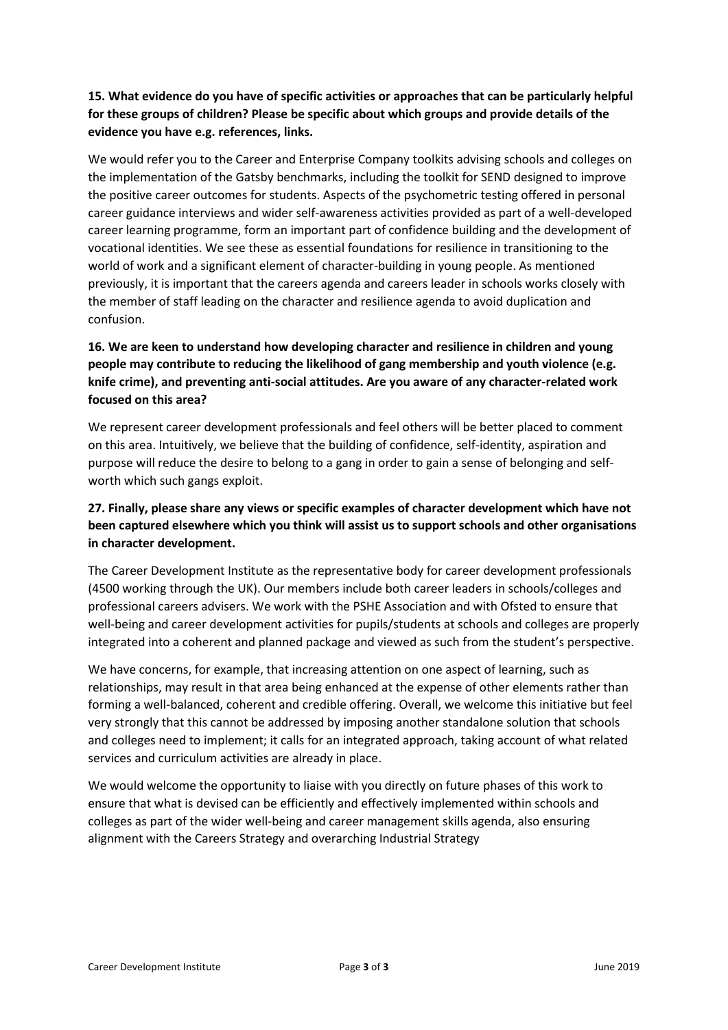**15. What evidence do you have of specific activities or approaches that can be particularly helpful for these groups of children? Please be specific about which groups and provide details of the evidence you have e.g. references, links.**

We would refer you to the Career and Enterprise Company toolkits advising schools and colleges on the implementation of the Gatsby benchmarks, including the toolkit for SEND designed to improve the positive career outcomes for students. Aspects of the psychometric testing offered in personal career guidance interviews and wider self-awareness activities provided as part of a well-developed career learning programme, form an important part of confidence building and the development of vocational identities. We see these as essential foundations for resilience in transitioning to the world of work and a significant element of character-building in young people. As mentioned previously, it is important that the careers agenda and careers leader in schools works closely with the member of staff leading on the character and resilience agenda to avoid duplication and confusion.

**16. We are keen to understand how developing character and resilience in children and young people may contribute to reducing the likelihood of gang membership and youth violence (e.g. knife crime), and preventing anti-social attitudes. Are you aware of any character-related work focused on this area?**

We represent career development professionals and feel others will be better placed to comment on this area. Intuitively, we believe that the building of confidence, self-identity, aspiration and purpose will reduce the desire to belong to a gang in order to gain a sense of belonging and self-worth which such gangs exploit.

**27. Finally, please share any views or specific examples of character development which have not been captured elsewhere which you think will assist us to support schools and other organisations in character development.**

The Career Development Institute as the representative body for career development professionals (4500 working through the UK). Our members include both career leaders in schools/colleges and professional careers advisers. We work with the PSHE Association and with Ofsted to ensure that well-being and career development activities for pupils/students at schools and colleges are properly integrated into a coherent and planned package and viewed as such from the student's perspective.

We have concerns, for example, that increasing attention on one aspect of learning, such as relationships, may result in that area being enhanced at the expense of other elements rather than forming a well-balanced, coherent and credible offering. Overall, we welcome this initiative but feel very strongly that this cannot be addressed by imposing another standalone solution that schools and colleges need to implement; it calls for an integrated approach, taking account of what related services and curriculum activities are already in place.

We would welcome the opportunity to liaise with you directly on future phases of this work to ensure that what is devised can be efficiently and effectively implemented within schools and colleges as part of the wider well-being and career management skills agenda, also ensuring alignment with the Careers Strategy and overarching Industrial Strategy